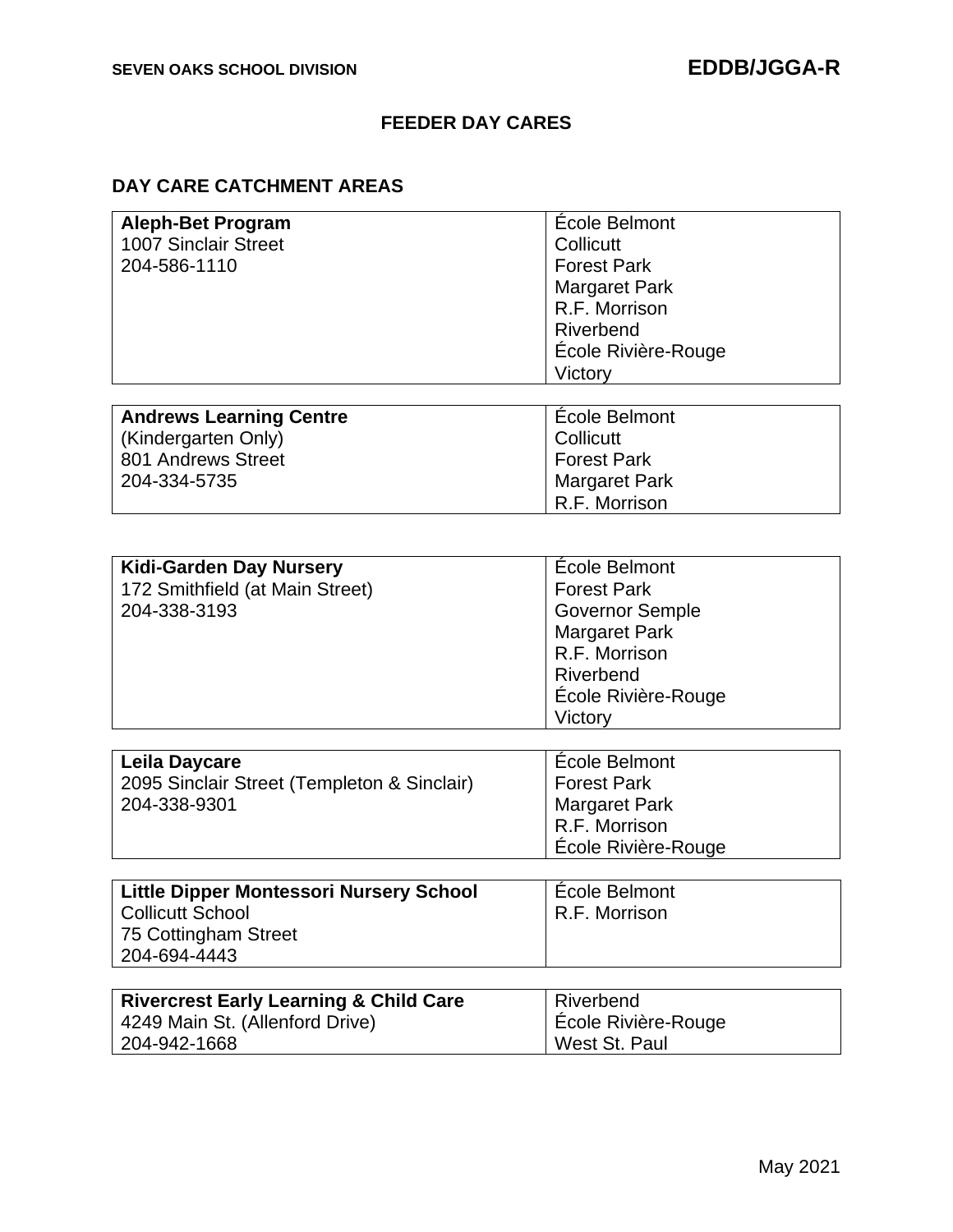# FEEDER DAY CARES

## DAY CARE CATCHMENT AREAS

| Day Care | Schools |
|---|---|
| **Aleph-Bet Program**<br>1007 Sinclair Street<br>204-586-1110 | École Belmont<br>Collicutt<br>Forest Park<br>Margaret Park<br>R.F. Morrison<br>Riverbend<br>École Rivière-Rouge<br>Victory |
| **Andrews Learning Centre**<br>(Kindergarten Only)<br>801 Andrews Street<br>204-334-5735 | École Belmont<br>Collicutt<br>Forest Park<br>Margaret Park<br>R.F. Morrison |
| **Kidi-Garden Day Nursery**<br>172 Smithfield (at Main Street)<br>204-338-3193 | École Belmont<br>Forest Park<br>Governor Semple<br>Margaret Park<br>R.F. Morrison<br>Riverbend<br>École Rivière-Rouge<br>Victory |
| **Leila Daycare**<br>2095 Sinclair Street (Templeton & Sinclair)<br>204-338-9301 | École Belmont<br>Forest Park<br>Margaret Park<br>R.F. Morrison<br>École Rivière-Rouge |
| **Little Dipper Montessori Nursery School**<br>Collicutt School<br>75 Cottingham Street<br>204-694-4443 | École Belmont<br>R.F. Morrison |
| **Rivercrest Early Learning & Child Care**<br>4249 Main St. (Allenford Drive)<br>204-942-1668 | Riverbend<br>École Rivière-Rouge<br>West St. Paul |

May 2021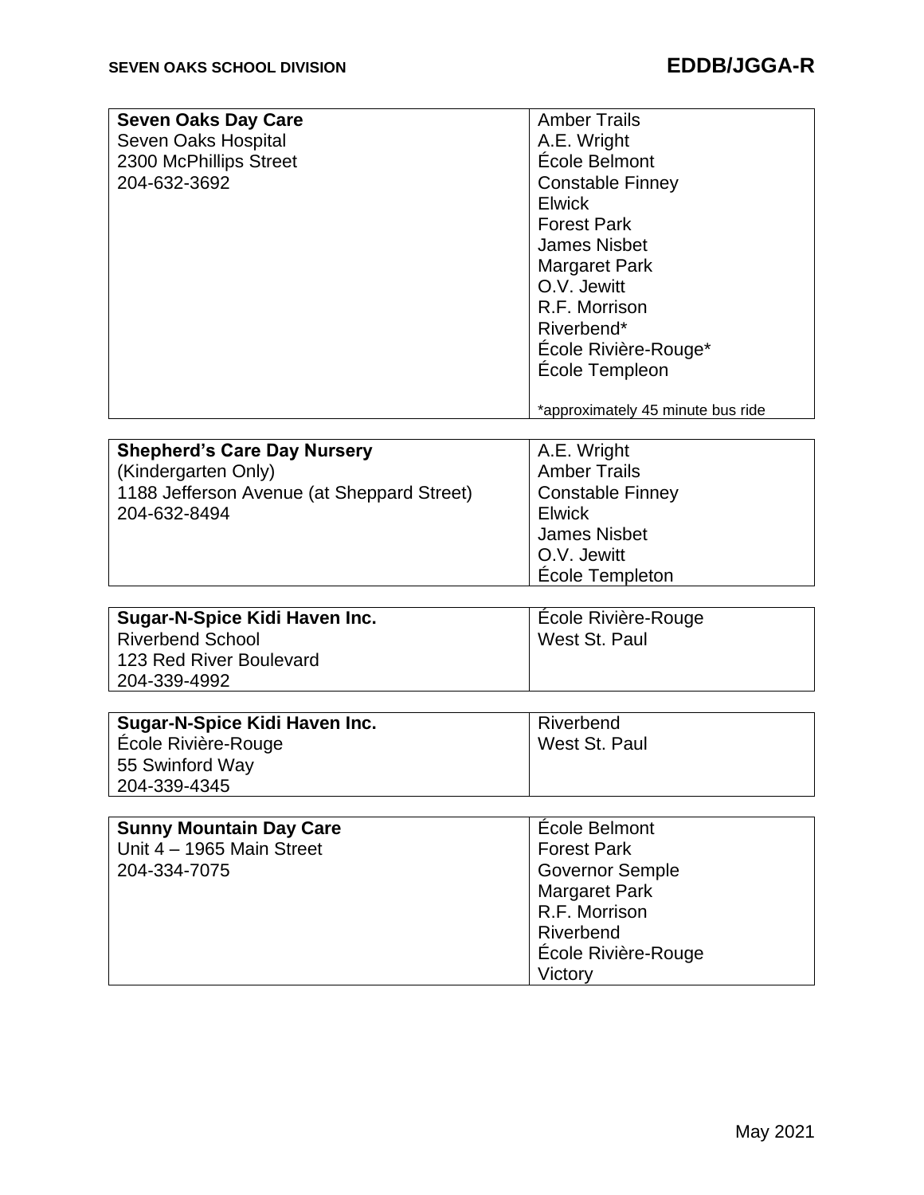| Day Care | Schools Served |
|---|---|
| **Seven Oaks Day Care**<br>Seven Oaks Hospital<br>2300 McPhillips Street<br>204-632-3692 | Amber Trails<br>A.E. Wright<br>École Belmont<br>Constable Finney<br>Elwick<br>Forest Park<br>James Nisbet<br>Margaret Park<br>O.V. Jewitt<br>R.F. Morrison<br>Riverbend*<br>École Rivière-Rouge*<br>École Templeon<br><br>*approximately 45 minute bus ride |
| **Shepherd's Care Day Nursery**<br>(Kindergarten Only)<br>1188 Jefferson Avenue (at Sheppard Street)<br>204-632-8494 | A.E. Wright<br>Amber Trails<br>Constable Finney<br>Elwick<br>James Nisbet<br>O.V. Jewitt<br>École Templeton |
| **Sugar-N-Spice Kidi Haven Inc.**<br>Riverbend School<br>123 Red River Boulevard<br>204-339-4992 | École Rivière-Rouge<br>West St. Paul |
| **Sugar-N-Spice Kidi Haven Inc.**<br>École Rivière-Rouge<br>55 Swinford Way<br>204-339-4345 | Riverbend<br>West St. Paul |
| **Sunny Mountain Day Care**<br>Unit 4 – 1965 Main Street<br>204-334-7075 | École Belmont<br>Forest Park<br>Governor Semple<br>Margaret Park<br>R.F. Morrison<br>Riverbend<br>École Rivière-Rouge<br>Victory |

May 2021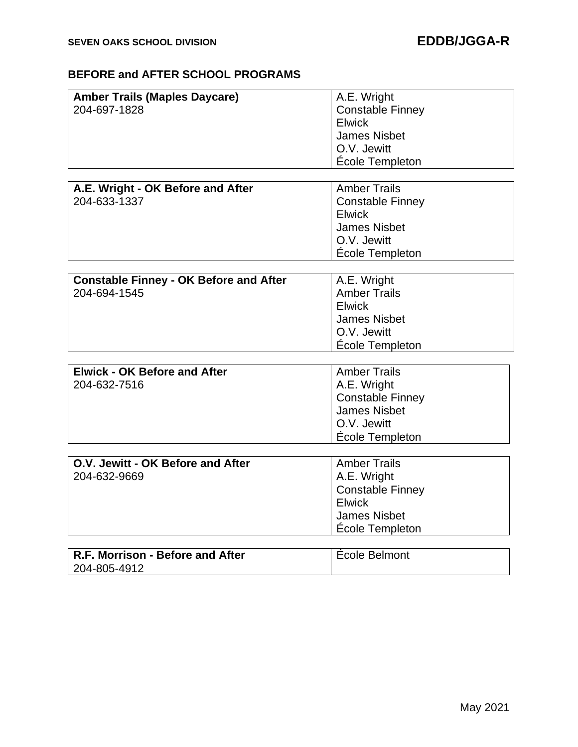## BEFORE and AFTER SCHOOL PROGRAMS

| | |
|---|---|
| **Amber Trails (Maples Daycare)**<br>204-697-1828 | A.E. Wright<br>Constable Finney<br>Elwick<br>James Nisbet<br>O.V. Jewitt<br>École Templeton |

| | |
|---|---|
| **A.E. Wright - OK Before and After**<br>204-633-1337 | Amber Trails<br>Constable Finney<br>Elwick<br>James Nisbet<br>O.V. Jewitt<br>École Templeton |

| | |
|---|---|
| **Constable Finney - OK Before and After**<br>204-694-1545 | A.E. Wright<br>Amber Trails<br>Elwick<br>James Nisbet<br>O.V. Jewitt<br>École Templeton |

| | |
|---|---|
| **Elwick - OK Before and After**<br>204-632-7516 | Amber Trails<br>A.E. Wright<br>Constable Finney<br>James Nisbet<br>O.V. Jewitt<br>École Templeton |

| | |
|---|---|
| **O.V. Jewitt - OK Before and After**<br>204-632-9669 | Amber Trails<br>A.E. Wright<br>Constable Finney<br>Elwick<br>James Nisbet<br>École Templeton |

| | |
|---|---|
| **R.F. Morrison - Before and After**<br>204-805-4912 | École Belmont |

May 2021